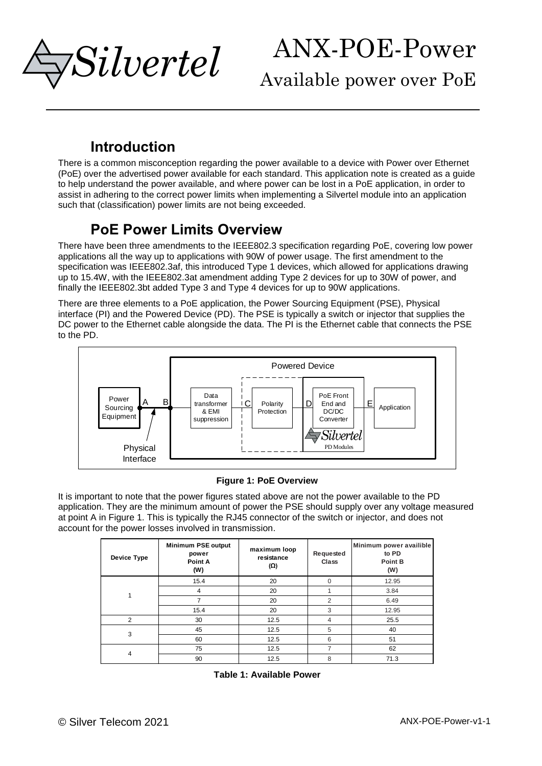# ANX-POE-Power

## Available power over PoE

## Introduction

There is a common misconception regarding the power available to a device with Power over Ethernet (PoE) over the advertised power available for each standard. This application note is created as a guide to help understand the power available, and where power can be lost in a PoE application, in order to assist in adhering to the correct power limits when implementing a Silvertel module into an application such that (classification) power limits are not being exceeded.

## PoE Power Limits Overview

There have been three amendments to the IEEE802.3 specification regarding PoE, covering low power applications all the way up to applications with 90W of power usage. The first amendment to the specification was IEEE802.3af, this introduced Type 1 devices, which allowed for applications drawing up to 15.4W, with the IEEE802.3at amendment adding Type 2 devices for up to 30W of power, and finally the IEEE802.3bt added Type 3 and Type 4 devices for up to 90W applications.

There are three elements to a PoE application, the Power Sourcing Equipment (PSE), Physical interface (PI) and the Powered Device (PD). The PSE is typically a switch or injector that supplies the DC power to the Ethernet cable alongside the data. The PI is the Ethernet cable that connects the PSE to the PD.

**Figure 1: PoE Overview**

It is important to note that the power figures stated above are not the power available to the PD application. They are the minimum amount of power the PSE should supply over any voltage measured at point A in Figure 1. This is typically the RJ45 connector of the switch or injector, and does not account for the power losses involved in transmission.

| Device Type | Minimum PSE output power Point A (W) | maximum loop resistance (Ω) | Requested Class | Minimum power availible to PD Point B (W) |
|---|---|---|---|---|
| 1 | 15.4 | 20 | 0 | 12.95 |
| | 4 | 20 | 1 | 3.84 |
| | 7 | 20 | 2 | 6.49 |
| | 15.4 | 20 | 3 | 12.95 |
| 2 | 30 | 12.5 | 4 | 25.5 |
| 3 | 45 | 12.5 | 5 | 40 |
| | 60 | 12.5 | 6 | 51 |
| 4 | 75 | 12.5 | 7 | 62 |
| | 90 | 12.5 | 8 | 71.3 |

**Table 1: Available Power**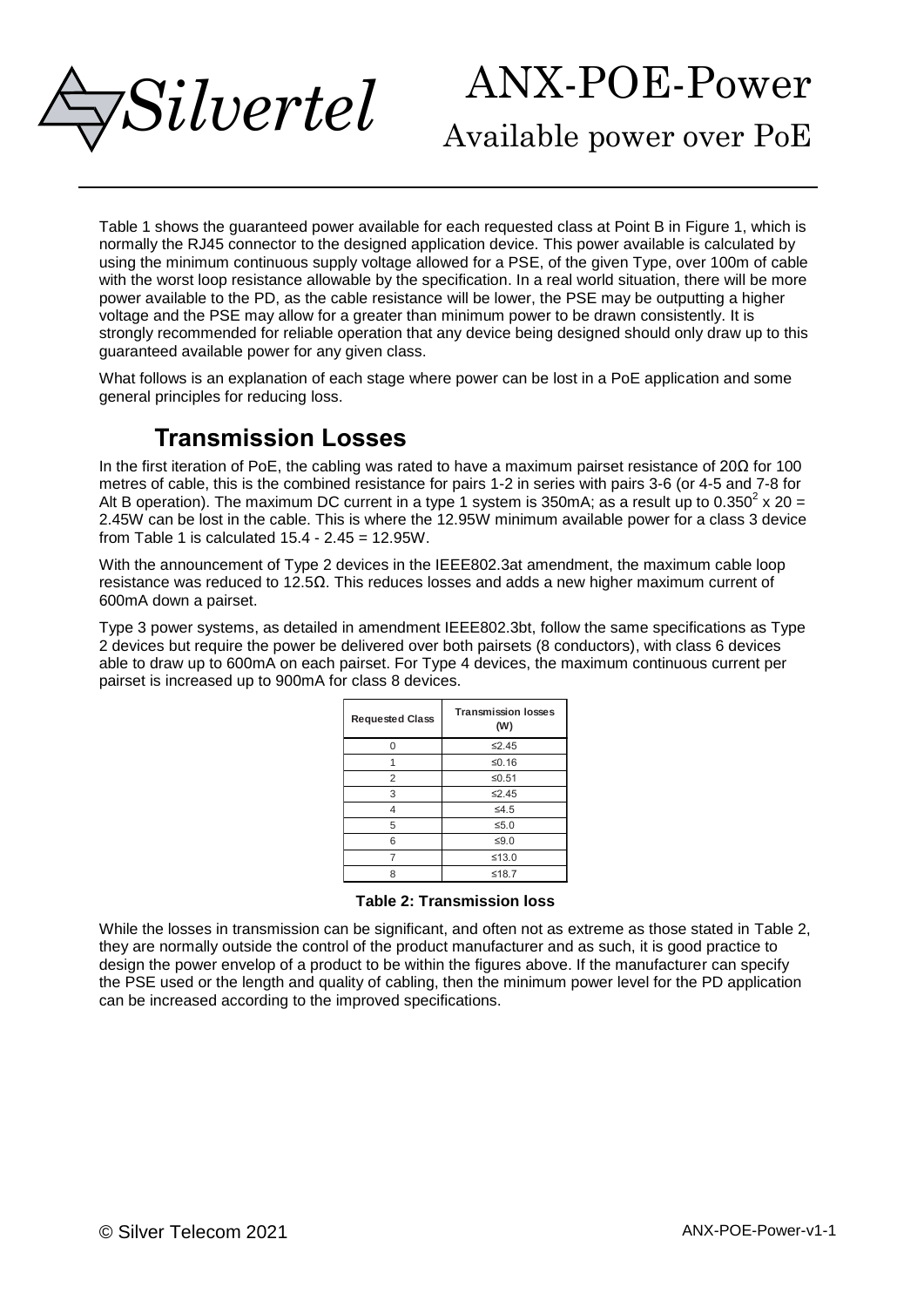Table 1 shows the guaranteed power available for each requested class at Point B in Figure 1, which is normally the RJ45 connector to the designed application device. This power available is calculated by using the minimum continuous supply voltage allowed for a PSE, of the given Type, over 100m of cable with the worst loop resistance allowable by the specification. In a real world situation, there will be more power available to the PD, as the cable resistance will be lower, the PSE may be outputting a higher voltage and the PSE may allow for a greater than minimum power to be drawn consistently. It is strongly recommended for reliable operation that any device being designed should only draw up to this guaranteed available power for any given class.

What follows is an explanation of each stage where power can be lost in a PoE application and some general principles for reducing loss.

## Transmission Losses

In the first iteration of PoE, the cabling was rated to have a maximum pairset resistance of 20Ω for 100 metres of cable, this is the combined resistance for pairs 1-2 in series with pairs 3-6 (or 4-5 and 7-8 for Alt B operation). The maximum DC current in a type 1 system is 350mA; as a result up to $0.350^2 \times 20 = 2.45$W can be lost in the cable. This is where the 12.95W minimum available power for a class 3 device from Table 1 is calculated 15.4 - 2.45 = 12.95W.

With the announcement of Type 2 devices in the IEEE802.3at amendment, the maximum cable loop resistance was reduced to 12.5Ω. This reduces losses and adds a new higher maximum current of 600mA down a pairset.

Type 3 power systems, as detailed in amendment IEEE802.3bt, follow the same specifications as Type 2 devices but require the power be delivered over both pairsets (8 conductors), with class 6 devices able to draw up to 600mA on each pairset. For Type 4 devices, the maximum continuous current per pairset is increased up to 900mA for class 8 devices.

| Requested Class | Transmission losses (W) |
|---|---|
| 0 | ≤2.45 |
| 1 | ≤0.16 |
| 2 | ≤0.51 |
| 3 | ≤2.45 |
| 4 | ≤4.5 |
| 5 | ≤5.0 |
| 6 | ≤9.0 |
| 7 | ≤13.0 |
| 8 | ≤18.7 |

**Table 2: Transmission loss**

While the losses in transmission can be significant, and often not as extreme as those stated in Table 2, they are normally outside the control of the product manufacturer and as such, it is good practice to design the power envelop of a product to be within the figures above. If the manufacturer can specify the PSE used or the length and quality of cabling, then the minimum power level for the PD application can be increased according to the improved specifications.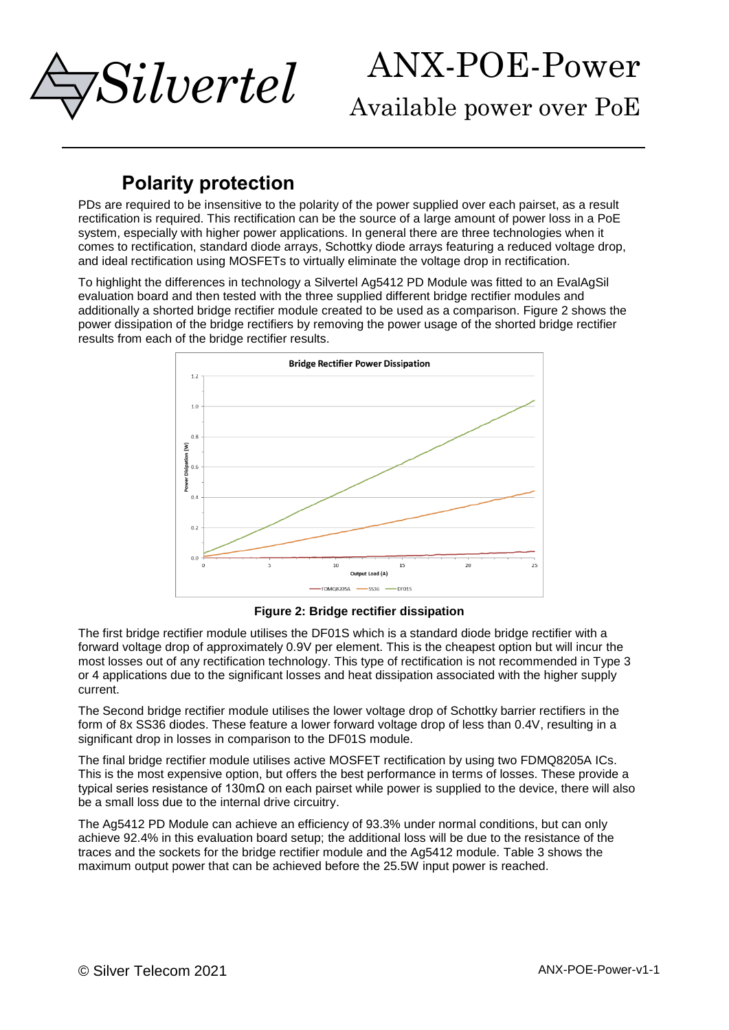## Polarity protection

PDs are required to be insensitive to the polarity of the power supplied over each pairset, as a result rectification is required. This rectification can be the source of a large amount of power loss in a PoE system, especially with higher power applications. In general there are three technologies when it comes to rectification, standard diode arrays, Schottky diode arrays featuring a reduced voltage drop, and ideal rectification using MOSFETs to virtually eliminate the voltage drop in rectification.

To highlight the differences in technology a Silvertel Ag5412 PD Module was fitted to an EvalAgSil evaluation board and then tested with the three supplied different bridge rectifier modules and additionally a shorted bridge rectifier module created to be used as a comparison. Figure 2 shows the power dissipation of the bridge rectifiers by removing the power usage of the shorted bridge rectifier results from each of the bridge rectifier results.

**Figure 2: Bridge rectifier dissipation**

The first bridge rectifier module utilises the DF01S which is a standard diode bridge rectifier with a forward voltage drop of approximately 0.9V per element. This is the cheapest option but will incur the most losses out of any rectification technology. This type of rectification is not recommended in Type 3 or 4 applications due to the significant losses and heat dissipation associated with the higher supply current.

The Second bridge rectifier module utilises the lower voltage drop of Schottky barrier rectifiers in the form of 8x SS36 diodes. These feature a lower forward voltage drop of less than 0.4V, resulting in a significant drop in losses in comparison to the DF01S module.

The final bridge rectifier module utilises active MOSFET rectification by using two FDMQ8205A ICs. This is the most expensive option, but offers the best performance in terms of losses. These provide a typical series resistance of 130mΩ on each pairset while power is supplied to the device, there will also be a small loss due to the internal drive circuitry.

The Ag5412 PD Module can achieve an efficiency of 93.3% under normal conditions, but can only achieve 92.4% in this evaluation board setup; the additional loss will be due to the resistance of the traces and the sockets for the bridge rectifier module and the Ag5412 module. Table 3 shows the maximum output power that can be achieved before the 25.5W input power is reached.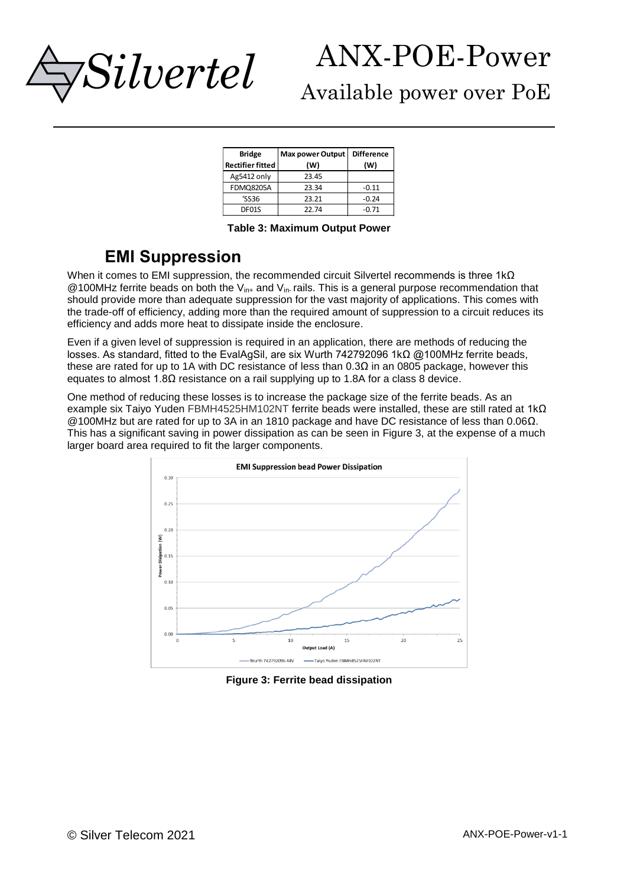| Bridge Rectifier fitted | Max power Output (W) | Difference (W) |
|---|---|---|
| Ag5412 only | 23.45 | |
| FDMQ8205A | 23.34 | -0.11 |
| 'SS36 | 23.21 | -0.24 |
| DF01S | 22.74 | -0.71 |

**Table 3: Maximum Output Power**

## EMI Suppression

When it comes to EMI suppression, the recommended circuit Silvertel recommends is three 1kΩ @100MHz ferrite beads on both the $V_{in+}$ and $V_{in-}$ rails. This is a general purpose recommendation that should provide more than adequate suppression for the vast majority of applications. This comes with the trade-off of efficiency, adding more than the required amount of suppression to a circuit reduces its efficiency and adds more heat to dissipate inside the enclosure.

Even if a given level of suppression is required in an application, there are methods of reducing the losses. As standard, fitted to the EvalAgSil, are six Wurth 742792096 1kΩ @100MHz ferrite beads, these are rated for up to 1A with DC resistance of less than 0.3Ω in an 0805 package, however this equates to almost 1.8Ω resistance on a rail supplying up to 1.8A for a class 8 device.

One method of reducing these losses is to increase the package size of the ferrite beads. As an example six Taiyo Yuden FBMH4525HM102NT ferrite beads were installed, these are still rated at 1kΩ @100MHz but are rated for up to 3A in an 1810 package and have DC resistance of less than 0.06Ω. This has a significant saving in power dissipation as can be seen in Figure 3, at the expense of a much larger board area required to fit the larger components.

**Figure 3: Ferrite bead dissipation**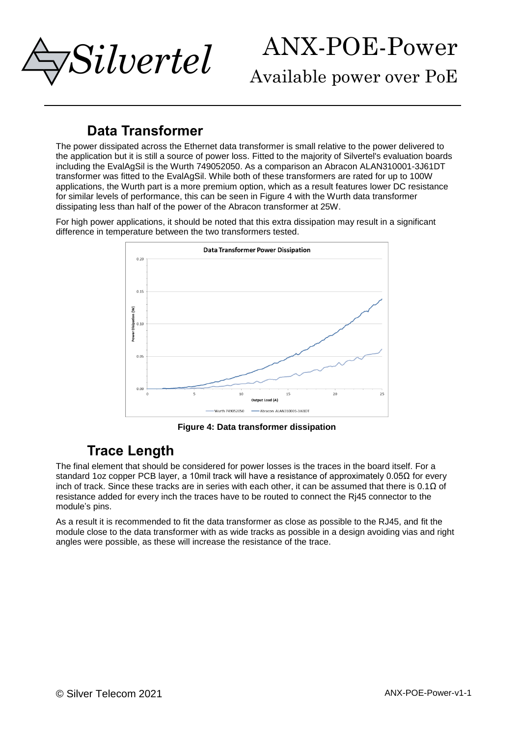## Data Transformer

The power dissipated across the Ethernet data transformer is small relative to the power delivered to the application but it is still a source of power loss. Fitted to the majority of Silvertel's evaluation boards including the EvalAgSil is the Wurth 749052050. As a comparison an Abracon ALAN310001-3J61DT transformer was fitted to the EvalAgSil. While both of these transformers are rated for up to 100W applications, the Wurth part is a more premium option, which as a result features lower DC resistance for similar levels of performance, this can be seen in Figure 4 with the Wurth data transformer dissipating less than half of the power of the Abracon transformer at 25W.

For high power applications, it should be noted that this extra dissipation may result in a significant difference in temperature between the two transformers tested.

**Figure 4: Data transformer dissipation**

## Trace Length

The final element that should be considered for power losses is the traces in the board itself. For a standard 1oz copper PCB layer, a 10mil track will have a resistance of approximately 0.05Ω for every inch of track. Since these tracks are in series with each other, it can be assumed that there is 0.1Ω of resistance added for every inch the traces have to be routed to connect the Rj45 connector to the module's pins.

As a result it is recommended to fit the data transformer as close as possible to the RJ45, and fit the module close to the data transformer with as wide tracks as possible in a design avoiding vias and right angles were possible, as these will increase the resistance of the trace.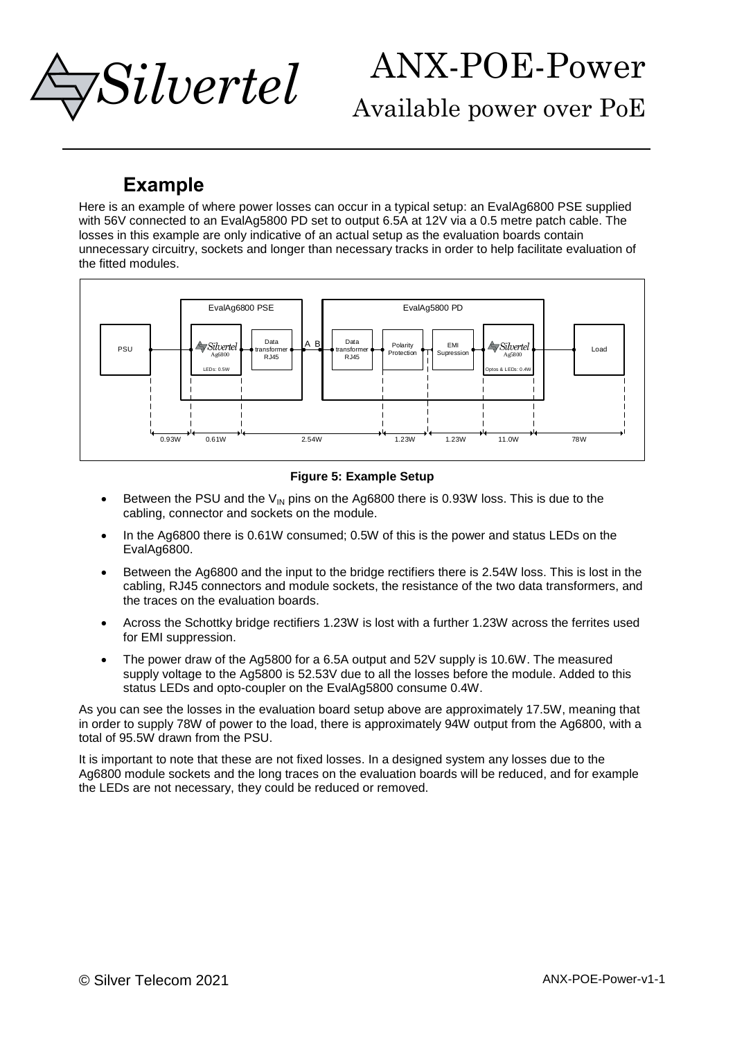## Example

Here is an example of where power losses can occur in a typical setup: an EvalAg6800 PSE supplied with 56V connected to an EvalAg5800 PD set to output 6.5A at 12V via a 0.5 metre patch cable. The losses in this example are only indicative of an actual setup as the evaluation boards contain unnecessary circuitry, sockets and longer than necessary tracks in order to help facilitate evaluation of the fitted modules.

EvalAg6800 PSE

EvalAg5800 PD

PSU

Silvertel Ag6800

LEDs: 0.5W

Data transformer RJ45

A B

Data transformer RJ45

Polarity Protection

EMI Supression

Silvertel Ag5800

Optos & LEDs: 0.4W

Load

0.93W 0.61W 2.54W 1.23W 1.23W 11.0W 78W

**Figure 5: Example Setup**

- Between the PSU and the $V_{IN}$ pins on the Ag6800 there is 0.93W loss. This is due to the cabling, connector and sockets on the module.
- In the Ag6800 there is 0.61W consumed; 0.5W of this is the power and status LEDs on the EvalAg6800.
- Between the Ag6800 and the input to the bridge rectifiers there is 2.54W loss. This is lost in the cabling, RJ45 connectors and module sockets, the resistance of the two data transformers, and the traces on the evaluation boards.
- Across the Schottky bridge rectifiers 1.23W is lost with a further 1.23W across the ferrites used for EMI suppression.
- The power draw of the Ag5800 for a 6.5A output and 52V supply is 10.6W. The measured supply voltage to the Ag5800 is 52.53V due to all the losses before the module. Added to this status LEDs and opto-coupler on the EvalAg5800 consume 0.4W.

As you can see the losses in the evaluation board setup above are approximately 17.5W, meaning that in order to supply 78W of power to the load, there is approximately 94W output from the Ag6800, with a total of 95.5W drawn from the PSU.

It is important to note that these are not fixed losses. In a designed system any losses due to the Ag6800 module sockets and the long traces on the evaluation boards will be reduced, and for example the LEDs are not necessary, they could be reduced or removed.